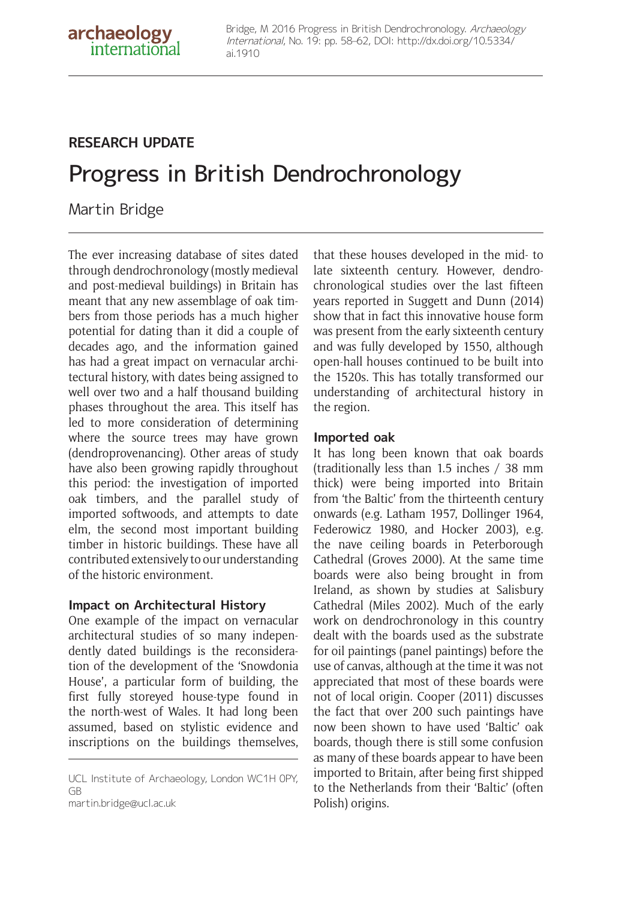## RESEARCH UPDATE

# Progress in British Dendrochronology

Martin Bridge

The ever increasing database of sites dated through dendrochronology (mostly medieval and post-medieval buildings) in Britain has meant that any new assemblage of oak timbers from those periods has a much higher potential for dating than it did a couple of decades ago, and the information gained has had a great impact on vernacular architectural history, with dates being assigned to well over two and a half thousand building phases throughout the area. This itself has led to more consideration of determining where the source trees may have grown (dendroprovenancing). Other areas of study have also been growing rapidly throughout this period: the investigation of imported oak timbers, and the parallel study of imported softwoods, and attempts to date elm, the second most important building timber in historic buildings. These have all contributed extensively to our understanding of the historic environment.

### Impact on Architectural History

One example of the impact on vernacular architectural studies of so many independently dated buildings is the reconsideration of the development of the 'Snowdonia House', a particular form of building, the first fully storeyed house-type found in the north-west of Wales. It had long been assumed, based on stylistic evidence and inscriptions on the buildings themselves, that these houses developed in the mid- to late sixteenth century. However, dendrochronological studies over the last fifteen years reported in Suggett and Dunn (2014) show that in fact this innovative house form was present from the early sixteenth century and was fully developed by 1550, although open-hall houses continued to be built into the 1520s. This has totally transformed our understanding of architectural history in the region.

### Imported oak

It has long been known that oak boards (traditionally less than 1.5 inches / 38 mm thick) were being imported into Britain from 'the Baltic' from the thirteenth century onwards (e.g. Latham 1957, Dollinger 1964, Federowicz 1980, and Hocker 2003), e.g. the nave ceiling boards in Peterborough Cathedral (Groves 2000). At the same time boards were also being brought in from Ireland, as shown by studies at Salisbury Cathedral (Miles 2002). Much of the early work on dendrochronology in this country dealt with the boards used as the substrate for oil paintings (panel paintings) before the use of canvas, although at the time it was not appreciated that most of these boards were not of local origin. Cooper (2011) discusses the fact that over 200 such paintings have now been shown to have used 'Baltic' oak boards, though there is still some confusion as many of these boards appear to have been imported to Britain, after being first shipped to the Netherlands from their 'Baltic' (often Polish) origins.

---

UCL Institute of Archaeology, London WC1H 0PY, GB
martin.bridge@ucl.ac.uk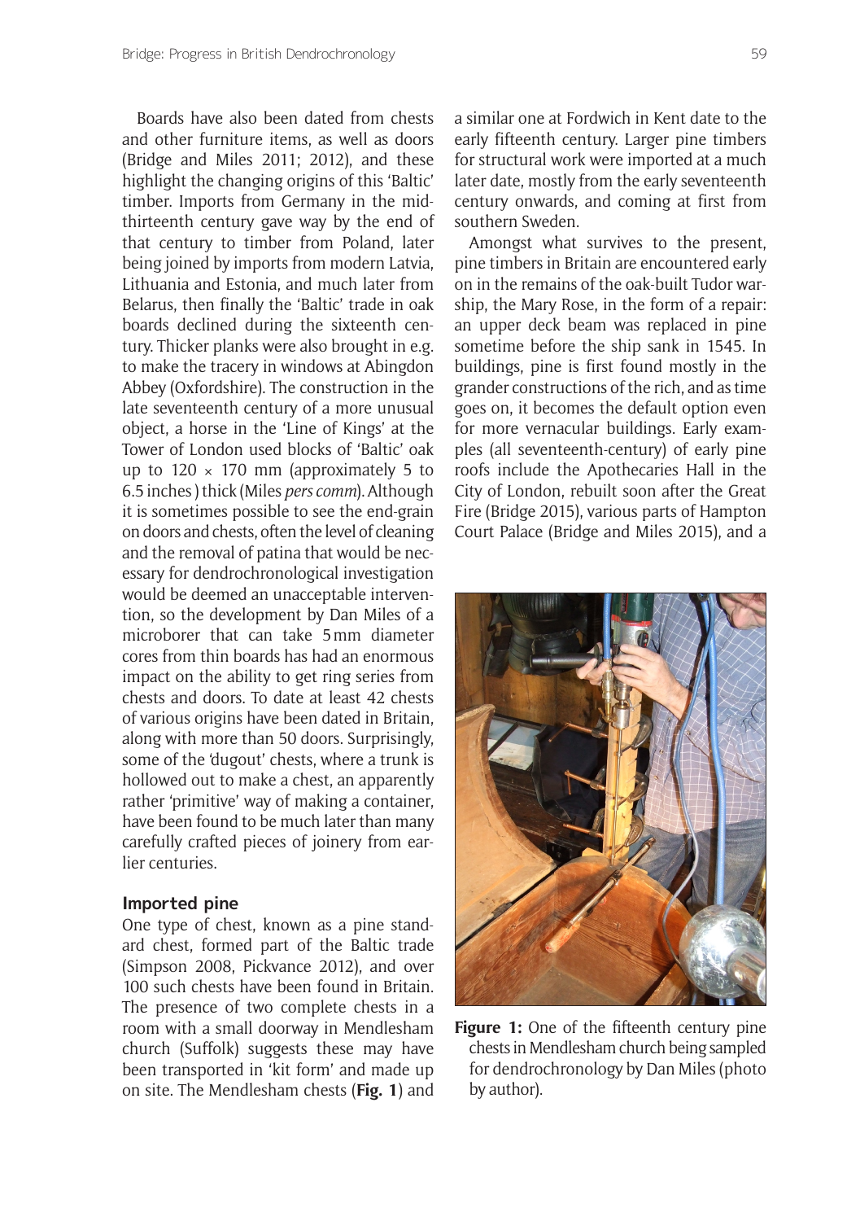Boards have also been dated from chests and other furniture items, as well as doors (Bridge and Miles 2011; 2012), and these highlight the changing origins of this 'Baltic' timber. Imports from Germany in the mid-thirteenth century gave way by the end of that century to timber from Poland, later being joined by imports from modern Latvia, Lithuania and Estonia, and much later from Belarus, then finally the 'Baltic' trade in oak boards declined during the sixteenth century. Thicker planks were also brought in e.g. to make the tracery in windows at Abingdon Abbey (Oxfordshire). The construction in the late seventeenth century of a more unusual object, a horse in the 'Line of Kings' at the Tower of London used blocks of 'Baltic' oak up to 120 × 170 mm (approximately 5 to 6.5 inches) thick (Miles *pers comm*). Although it is sometimes possible to see the end-grain on doors and chests, often the level of cleaning and the removal of patina that would be necessary for dendrochronological investigation would be deemed an unacceptable intervention, so the development by Dan Miles of a microborer that can take 5 mm diameter cores from thin boards has had an enormous impact on the ability to get ring series from chests and doors. To date at least 42 chests of various origins have been dated in Britain, along with more than 50 doors. Surprisingly, some of the 'dugout' chests, where a trunk is hollowed out to make a chest, an apparently rather 'primitive' way of making a container, have been found to be much later than many carefully crafted pieces of joinery from earlier centuries.

### Imported pine

One type of chest, known as a pine standard chest, formed part of the Baltic trade (Simpson 2008, Pickvance 2012), and over 100 such chests have been found in Britain. The presence of two complete chests in a room with a small doorway in Mendlesham church (Suffolk) suggests these may have been transported in 'kit form' and made up on site. The Mendlesham chests (**Fig. 1**) and a similar one at Fordwich in Kent date to the early fifteenth century. Larger pine timbers for structural work were imported at a much later date, mostly from the early seventeenth century onwards, and coming at first from southern Sweden.

Amongst what survives to the present, pine timbers in Britain are encountered early on in the remains of the oak-built Tudor warship, the Mary Rose, in the form of a repair: an upper deck beam was replaced in pine sometime before the ship sank in 1545. In buildings, pine is first found mostly in the grander constructions of the rich, and as time goes on, it becomes the default option even for more vernacular buildings. Early examples (all seventeenth-century) of early pine roofs include the Apothecaries Hall in the City of London, rebuilt soon after the Great Fire (Bridge 2015), various parts of Hampton Court Palace (Bridge and Miles 2015), and a

**Figure 1:** One of the fifteenth century pine chests in Mendlesham church being sampled for dendrochronology by Dan Miles (photo by author).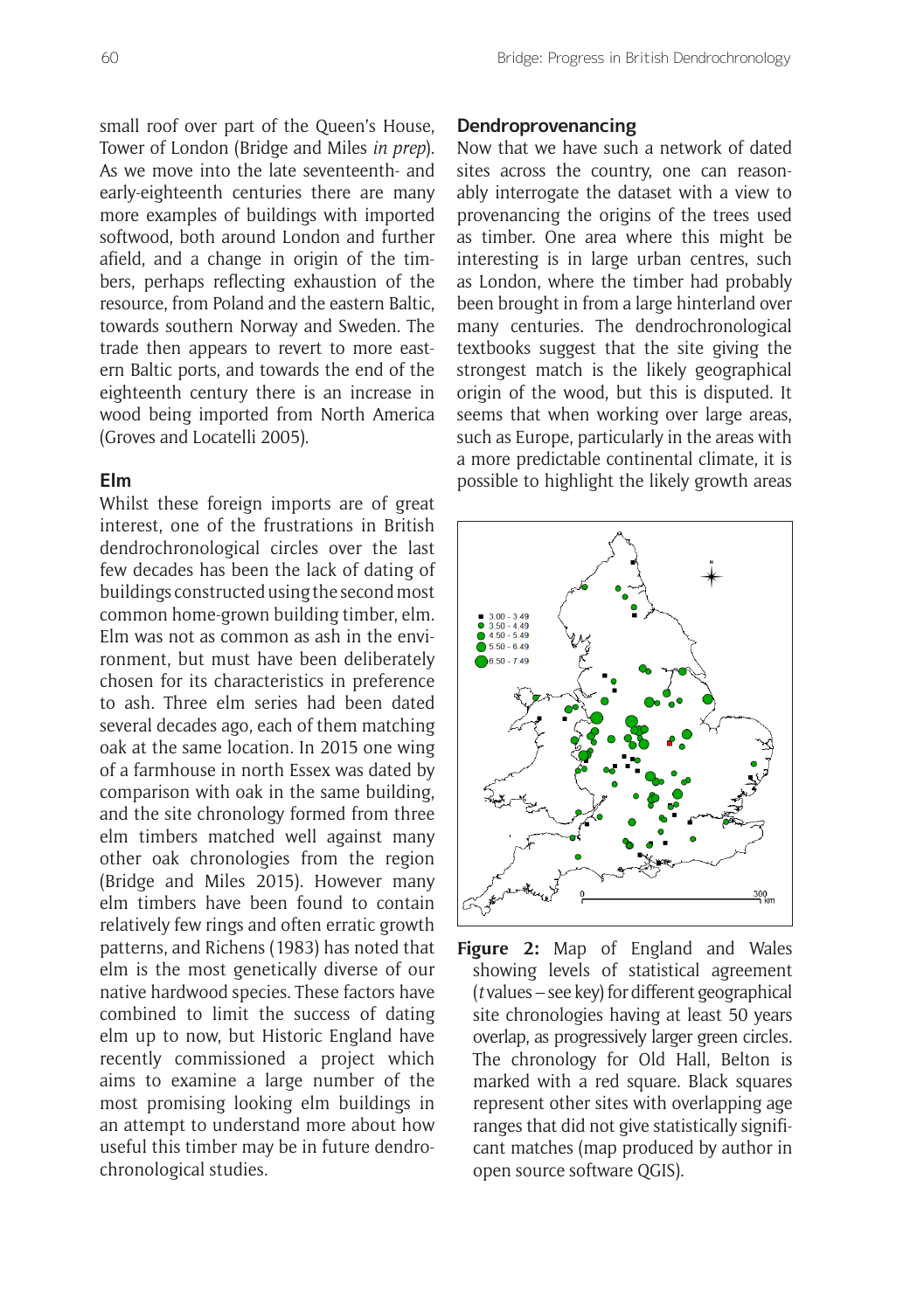small roof over part of the Queen's House, Tower of London (Bridge and Miles *in prep*). As we move into the late seventeenth- and early-eighteenth centuries there are many more examples of buildings with imported softwood, both around London and further afield, and a change in origin of the timbers, perhaps reflecting exhaustion of the resource, from Poland and the eastern Baltic, towards southern Norway and Sweden. The trade then appears to revert to more eastern Baltic ports, and towards the end of the eighteenth century there is an increase in wood being imported from North America (Groves and Locatelli 2005).

### Elm

Whilst these foreign imports are of great interest, one of the frustrations in British dendrochronological circles over the last few decades has been the lack of dating of buildings constructed using the second most common home-grown building timber, elm. Elm was not as common as ash in the environment, but must have been deliberately chosen for its characteristics in preference to ash. Three elm series had been dated several decades ago, each of them matching oak at the same location. In 2015 one wing of a farmhouse in north Essex was dated by comparison with oak in the same building, and the site chronology formed from three elm timbers matched well against many other oak chronologies from the region (Bridge and Miles 2015). However many elm timbers have been found to contain relatively few rings and often erratic growth patterns, and Richens (1983) has noted that elm is the most genetically diverse of our native hardwood species. These factors have combined to limit the success of dating elm up to now, but Historic England have recently commissioned a project which aims to examine a large number of the most promising looking elm buildings in an attempt to understand more about how useful this timber may be in future dendrochronological studies.

### Dendroprovenancing

Now that we have such a network of dated sites across the country, one can reasonably interrogate the dataset with a view to provenancing the origins of the trees used as timber. One area where this might be interesting is in large urban centres, such as London, where the timber had probably been brought in from a large hinterland over many centuries. The dendrochronological textbooks suggest that the site giving the strongest match is the likely geographical origin of the wood, but this is disputed. It seems that when working over large areas, such as Europe, particularly in the areas with a more predictable continental climate, it is possible to highlight the likely growth areas

**Figure 2:** Map of England and Wales showing levels of statistical agreement (*t* values – see key) for different geographical site chronologies having at least 50 years overlap, as progressively larger green circles. The chronology for Old Hall, Belton is marked with a red square. Black squares represent other sites with overlapping age ranges that did not give statistically significant matches (map produced by author in open source software QGIS).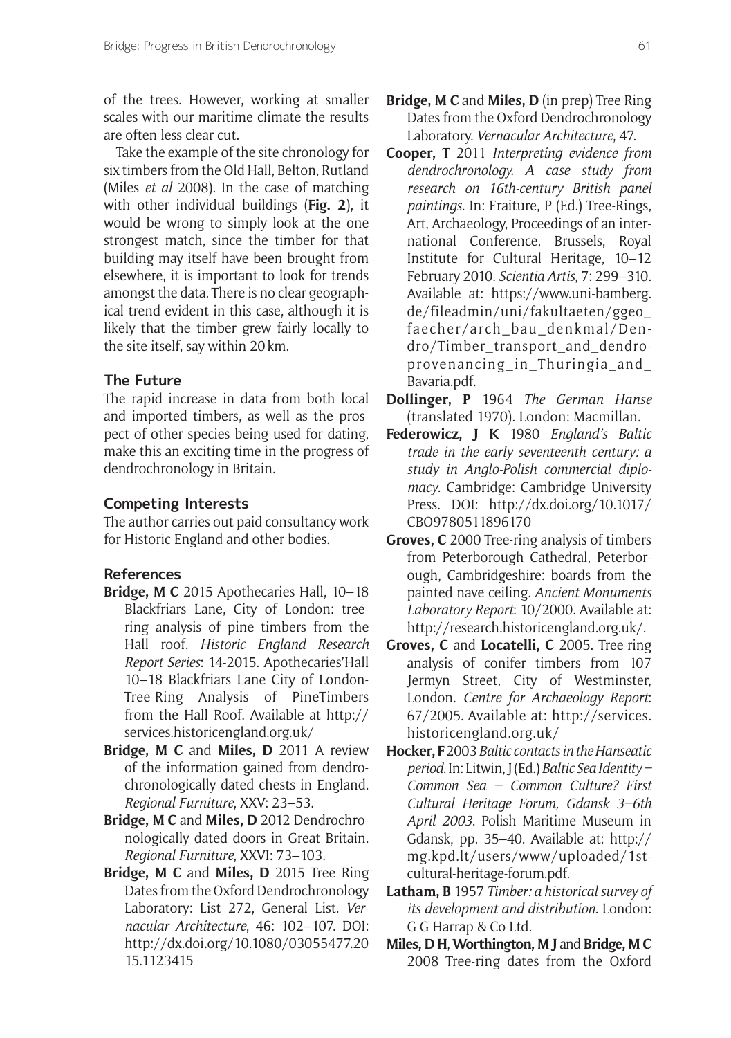of the trees. However, working at smaller scales with our maritime climate the results are often less clear cut.

Take the example of the site chronology for six timbers from the Old Hall, Belton, Rutland (Miles *et al* 2008). In the case of matching with other individual buildings (**Fig. 2**), it would be wrong to simply look at the one strongest match, since the timber for that building may itself have been brought from elsewhere, it is important to look for trends amongst the data. There is no clear geographical trend evident in this case, although it is likely that the timber grew fairly locally to the site itself, say within 20 km.

## The Future

The rapid increase in data from both local and imported timbers, as well as the prospect of other species being used for dating, make this an exciting time in the progress of dendrochronology in Britain.

## Competing Interests

The author carries out paid consultancy work for Historic England and other bodies.

## References

**Bridge, M C** 2015 Apothecaries Hall, 10–18 Blackfriars Lane, City of London: tree-ring analysis of pine timbers from the Hall roof. *Historic England Research Report Series*: 14-2015. Apothecaries'Hall 10–18 Blackfriars Lane City of London-Tree-Ring Analysis of PineTimbers from the Hall Roof. Available at http://services.historicengland.org.uk/

**Bridge, M C** and **Miles, D** 2011 A review of the information gained from dendrochronologically dated chests in England. *Regional Furniture*, XXV: 23–53.

**Bridge, M C** and **Miles, D** 2012 Dendrochronologically dated doors in Great Britain. *Regional Furniture*, XXVI: 73–103.

**Bridge, M C** and **Miles, D** 2015 Tree Ring Dates from the Oxford Dendrochronology Laboratory: List 272, General List. *Vernacular Architecture*, 46: 102–107. DOI: http://dx.doi.org/10.1080/03055477.2015.1123415

**Bridge, M C** and **Miles, D** (in prep) Tree Ring Dates from the Oxford Dendrochronology Laboratory. *Vernacular Architecture*, 47.

**Cooper, T** 2011 *Interpreting evidence from dendrochronology. A case study from research on 16th-century British panel paintings.* In: Fraiture, P (Ed.) Tree-Rings, Art, Archaeology, Proceedings of an international Conference, Brussels, Royal Institute for Cultural Heritage, 10–12 February 2010. *Scientia Artis*, 7: 299–310. Available at: https://www.uni-bamberg.de/fileadmin/uni/fakultaeten/ggeo_faecher/arch_bau_denkmal/Dendro/Timber_transport_and_dendroprovenancing_in_Thuringia_and_Bavaria.pdf.

**Dollinger, P** 1964 *The German Hanse* (translated 1970). London: Macmillan.

**Federowicz, J K** 1980 *England's Baltic trade in the early seventeenth century: a study in Anglo-Polish commercial diplomacy*. Cambridge: Cambridge University Press. DOI: http://dx.doi.org/10.1017/CBO9780511896170

**Groves, C** 2000 Tree-ring analysis of timbers from Peterborough Cathedral, Peterborough, Cambridgeshire: boards from the painted nave ceiling. *Ancient Monuments Laboratory Report*: 10/2000. Available at: http://research.historicengland.org.uk/.

**Groves, C** and **Locatelli, C** 2005. Tree-ring analysis of conifer timbers from 107 Jermyn Street, City of Westminster, London. *Centre for Archaeology Report*: 67/2005. Available at: http://services.historicengland.org.uk/

**Hocker, F** 2003 *Baltic contacts in the Hanseatic period*. In: Litwin, J (Ed.) *Baltic Sea Identity – Common Sea – Common Culture? First Cultural Heritage Forum, Gdansk 3–6th April 2003*. Polish Maritime Museum in Gdansk, pp. 35–40. Available at: http://mg.kpd.lt/users/www/uploaded/1st-cultural-heritage-forum.pdf.

**Latham, B** 1957 *Timber: a historical survey of its development and distribution*. London: G G Harrap & Co Ltd.

**Miles, D H**, **Worthington, M J** and **Bridge, M C** 2008 Tree-ring dates from the Oxford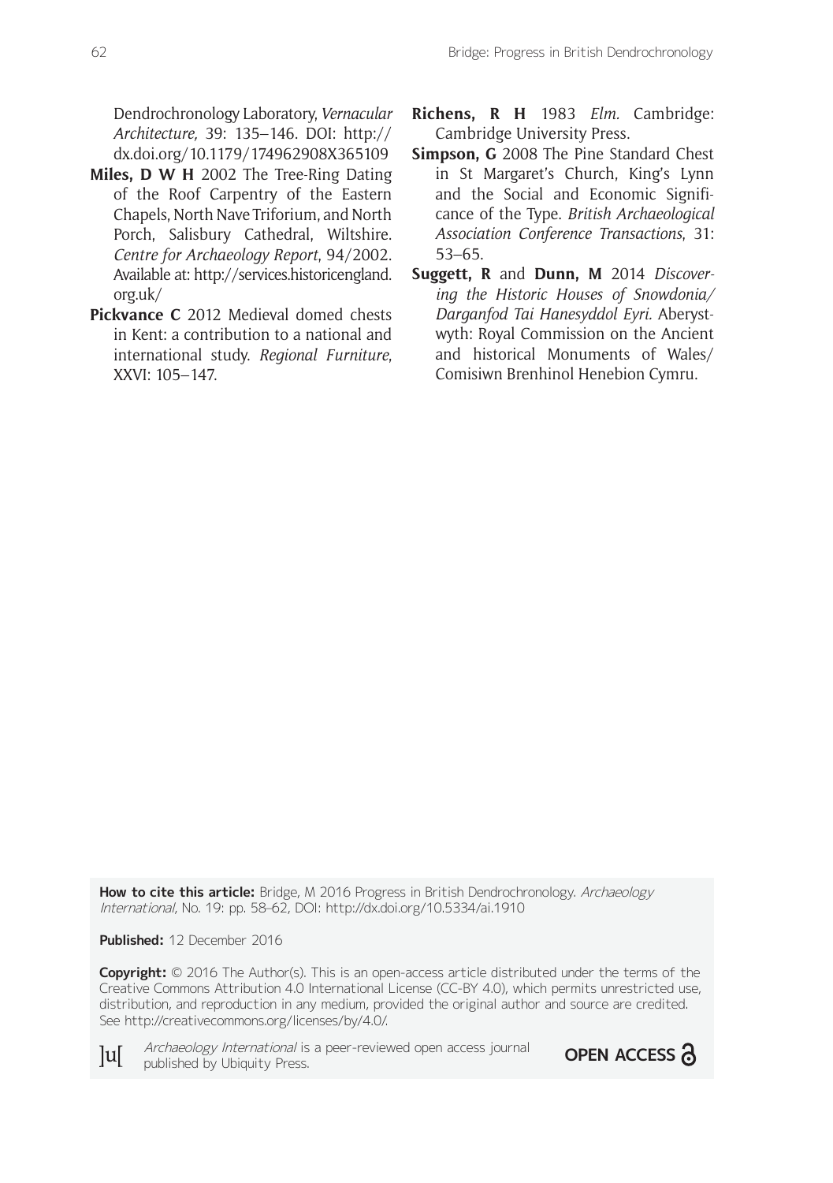Dendrochronology Laboratory, *Vernacular Architecture,* 39: 135–146. DOI: http://dx.doi.org/10.1179/174962908X365109

**Miles, D W H** 2002 The Tree-Ring Dating of the Roof Carpentry of the Eastern Chapels, North Nave Triforium, and North Porch, Salisbury Cathedral, Wiltshire. *Centre for Archaeology Report*, 94/2002. Available at: http://services.historicengland.org.uk/

**Pickvance C** 2012 Medieval domed chests in Kent: a contribution to a national and international study. *Regional Furniture*, XXVI: 105–147.

**Richens, R H** 1983 *Elm*. Cambridge: Cambridge University Press.

**Simpson, G** 2008 The Pine Standard Chest in St Margaret's Church, King's Lynn and the Social and Economic Significance of the Type. *British Archaeological Association Conference Transactions*, 31: 53–65.

**Suggett, R** and **Dunn, M** 2014 *Discovering the Historic Houses of Snowdonia/ Darganfod Tai Hanesyddol Eyri.* Aberystwyth: Royal Commission on the Ancient and historical Monuments of Wales/ Comisiwn Brenhinol Henebion Cymru.

**How to cite this article:** Bridge, M 2016 Progress in British Dendrochronology. *Archaeology International*, No. 19: pp. 58–62, DOI: http://dx.doi.org/10.5334/ai.1910

**Published:** 12 December 2016

**Copyright:** © 2016 The Author(s). This is an open-access article distributed under the terms of the Creative Commons Attribution 4.0 International License (CC-BY 4.0), which permits unrestricted use, distribution, and reproduction in any medium, provided the original author and source are credited. See http://creativecommons.org/licenses/by/4.0/.

*Archaeology International* is a peer-reviewed open access journal published by Ubiquity Press.

**OPEN ACCESS**